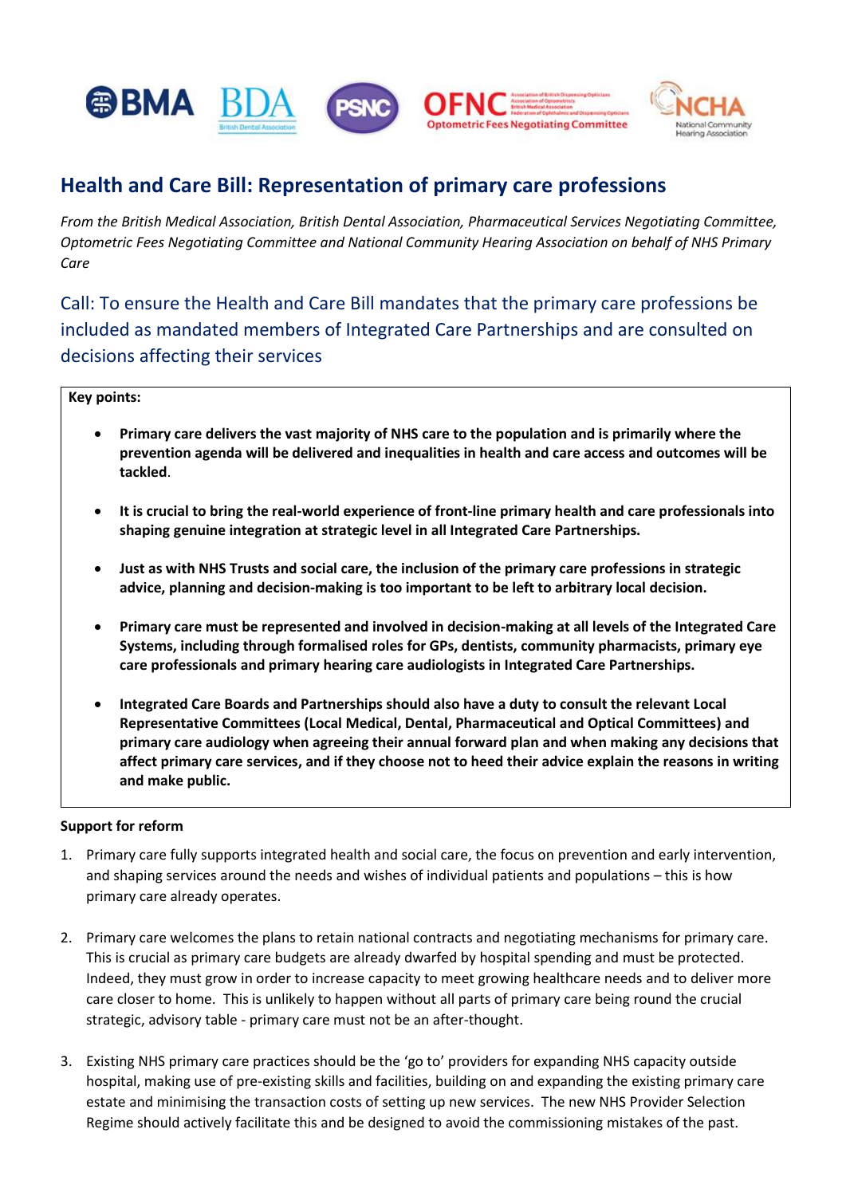BMA BDA PSNC OFNC NCHA

# Health and Care Bill: Representation of primary care professions

*From the British Medical Association, British Dental Association, Pharmaceutical Services Negotiating Committee, Optometric Fees Negotiating Committee and National Community Hearing Association on behalf of NHS Primary Care*

## Call: To ensure the Health and Care Bill mandates that the primary care professions be included as mandated members of Integrated Care Partnerships and are consulted on decisions affecting their services

**Key points:**

- **Primary care delivers the vast majority of NHS care to the population and is primarily where the prevention agenda will be delivered and inequalities in health and care access and outcomes will be tackled**.
- **It is crucial to bring the real-world experience of front-line primary health and care professionals into shaping genuine integration at strategic level in all Integrated Care Partnerships.**
- **Just as with NHS Trusts and social care, the inclusion of the primary care professions in strategic advice, planning and decision-making is too important to be left to arbitrary local decision.**
- **Primary care must be represented and involved in decision-making at all levels of the Integrated Care Systems, including through formalised roles for GPs, dentists, community pharmacists, primary eye care professionals and primary hearing care audiologists in Integrated Care Partnerships.**
- **Integrated Care Boards and Partnerships should also have a duty to consult the relevant Local Representative Committees (Local Medical, Dental, Pharmaceutical and Optical Committees) and primary care audiology when agreeing their annual forward plan and when making any decisions that affect primary care services, and if they choose not to heed their advice explain the reasons in writing and make public.**

**Support for reform**

1. Primary care fully supports integrated health and social care, the focus on prevention and early intervention, and shaping services around the needs and wishes of individual patients and populations – this is how primary care already operates.
2. Primary care welcomes the plans to retain national contracts and negotiating mechanisms for primary care. This is crucial as primary care budgets are already dwarfed by hospital spending and must be protected. Indeed, they must grow in order to increase capacity to meet growing healthcare needs and to deliver more care closer to home. This is unlikely to happen without all parts of primary care being round the crucial strategic, advisory table - primary care must not be an after-thought.
3. Existing NHS primary care practices should be the 'go to' providers for expanding NHS capacity outside hospital, making use of pre-existing skills and facilities, building on and expanding the existing primary care estate and minimising the transaction costs of setting up new services. The new NHS Provider Selection Regime should actively facilitate this and be designed to avoid the commissioning mistakes of the past.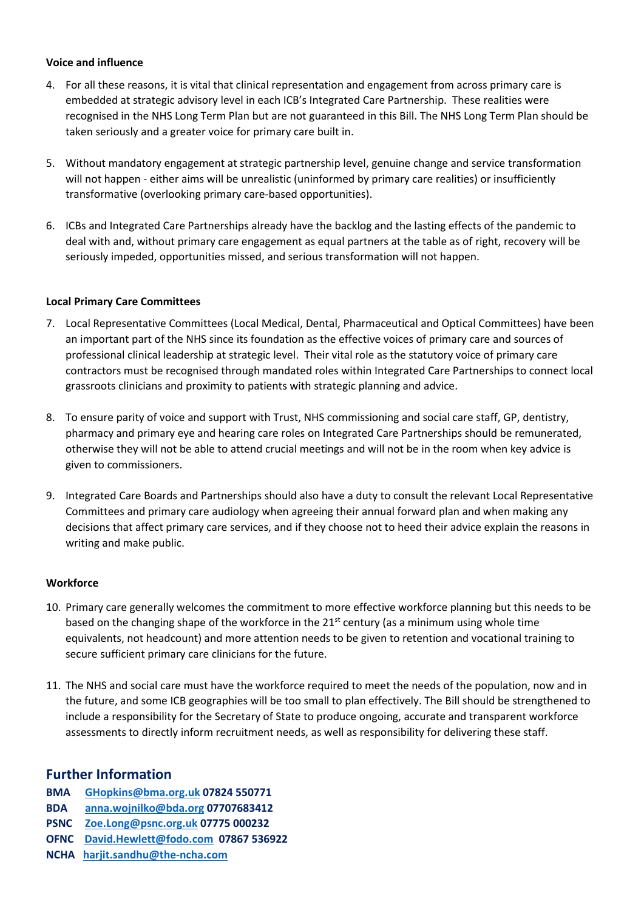**Voice and influence**

4. For all these reasons, it is vital that clinical representation and engagement from across primary care is embedded at strategic advisory level in each ICB's Integrated Care Partnership. These realities were recognised in the NHS Long Term Plan but are not guaranteed in this Bill. The NHS Long Term Plan should be taken seriously and a greater voice for primary care built in.

5. Without mandatory engagement at strategic partnership level, genuine change and service transformation will not happen - either aims will be unrealistic (uninformed by primary care realities) or insufficiently transformative (overlooking primary care-based opportunities).

6. ICBs and Integrated Care Partnerships already have the backlog and the lasting effects of the pandemic to deal with and, without primary care engagement as equal partners at the table as of right, recovery will be seriously impeded, opportunities missed, and serious transformation will not happen.

**Local Primary Care Committees**

7. Local Representative Committees (Local Medical, Dental, Pharmaceutical and Optical Committees) have been an important part of the NHS since its foundation as the effective voices of primary care and sources of professional clinical leadership at strategic level. Their vital role as the statutory voice of primary care contractors must be recognised through mandated roles within Integrated Care Partnerships to connect local grassroots clinicians and proximity to patients with strategic planning and advice.

8. To ensure parity of voice and support with Trust, NHS commissioning and social care staff, GP, dentistry, pharmacy and primary eye and hearing care roles on Integrated Care Partnerships should be remunerated, otherwise they will not be able to attend crucial meetings and will not be in the room when key advice is given to commissioners.

9. Integrated Care Boards and Partnerships should also have a duty to consult the relevant Local Representative Committees and primary care audiology when agreeing their annual forward plan and when making any decisions that affect primary care services, and if they choose not to heed their advice explain the reasons in writing and make public.

**Workforce**

10. Primary care generally welcomes the commitment to more effective workforce planning but this needs to be based on the changing shape of the workforce in the 21st century (as a minimum using whole time equivalents, not headcount) and more attention needs to be given to retention and vocational training to secure sufficient primary care clinicians for the future.

11. The NHS and social care must have the workforce required to meet the needs of the population, now and in the future, and some ICB geographies will be too small to plan effectively. The Bill should be strengthened to include a responsibility for the Secretary of State to produce ongoing, accurate and transparent workforce assessments to directly inform recruitment needs, as well as responsibility for delivering these staff.

## Further Information

**BMA** GHopkins@bma.org.uk **07824 550771**
**BDA** anna.wojnilko@bda.org **07707683412**
**PSNC** Zoe.Long@psnc.org.uk **07775 000232**
**OFNC** David.Hewlett@fodo.com **07867 536922**
**NCHA** harjit.sandhu@the-ncha.com